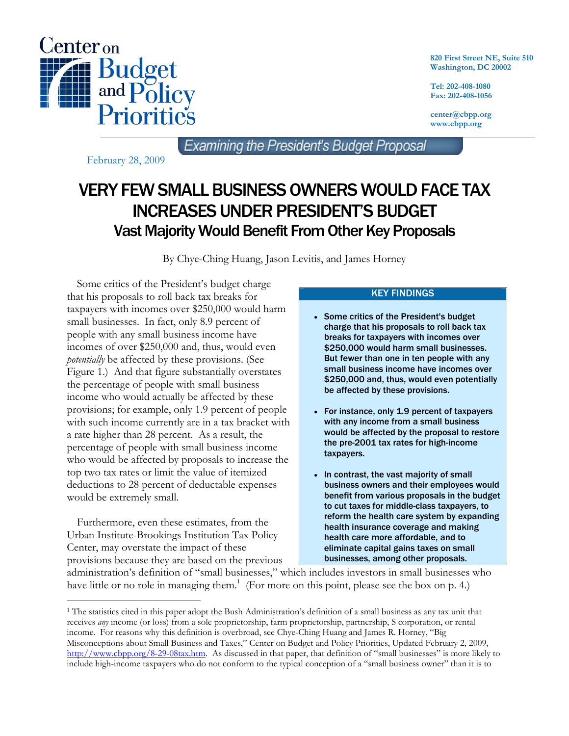Center on Budget and Policy Priorities

820 First Street NE, Suite 510
Washington, DC 20002

Tel: 202-408-1080
Fax: 202-408-1056

center@cbpp.org
www.cbpp.org

Examining the President's Budget Proposal

February 28, 2009

# VERY FEW SMALL BUSINESS OWNERS WOULD FACE TAX INCREASES UNDER PRESIDENT'S BUDGET

## Vast Majority Would Benefit From Other Key Proposals

By Chye-Ching Huang, Jason Levitis, and James Horney

Some critics of the President's budget charge that his proposals to roll back tax breaks for taxpayers with incomes over $250,000 would harm small businesses. In fact, only 8.9 percent of people with any small business income have incomes of over $250,000 and, thus, would even *potentially* be affected by these provisions. (See Figure 1.) And that figure substantially overstates the percentage of people with small business income who would actually be affected by these provisions; for example, only 1.9 percent of people with such income currently are in a tax bracket with a rate higher than 28 percent. As a result, the percentage of people with small business income who would be affected by proposals to increase the top two tax rates or limit the value of itemized deductions to 28 percent of deductable expenses would be extremely small.

Furthermore, even these estimates, from the Urban Institute-Brookings Institution Tax Policy Center, may overstate the impact of these provisions because they are based on the previous administration's definition of "small businesses," which includes investors in small businesses who have little or no role in managing them.[1] (For more on this point, please see the box on p. 4.)

**KEY FINDINGS**

- **Some critics of the President's budget charge that his proposals to roll back tax breaks for taxpayers with incomes over $250,000 would harm small businesses. But fewer than one in ten people with any small business income have incomes over $250,000 and, thus, would even potentially be affected by these provisions.**
- **For instance, only 1.9 percent of taxpayers with any income from a small business would be affected by the proposal to restore the pre-2001 tax rates for high-income taxpayers.**
- **In contrast, the vast majority of small business owners and their employees would benefit from various proposals in the budget to cut taxes for middle-class taxpayers, to reform the health care system by expanding health insurance coverage and making health care more affordable, and to eliminate capital gains taxes on small businesses, among other proposals.**

---

[1] The statistics cited in this paper adopt the Bush Administration's definition of a small business as any tax unit that receives *any* income (or loss) from a sole proprietorship, farm proprietorship, partnership, S corporation, or rental income. For reasons why this definition is overbroad, see Chye-Ching Huang and James R. Horney, "Big Misconceptions about Small Business and Taxes," Center on Budget and Policy Priorities, Updated February 2, 2009, http://www.cbpp.org/8-29-08tax.htm. As discussed in that paper, that definition of "small businesses" is more likely to include high-income taxpayers who do not conform to the typical conception of a "small business owner" than it is to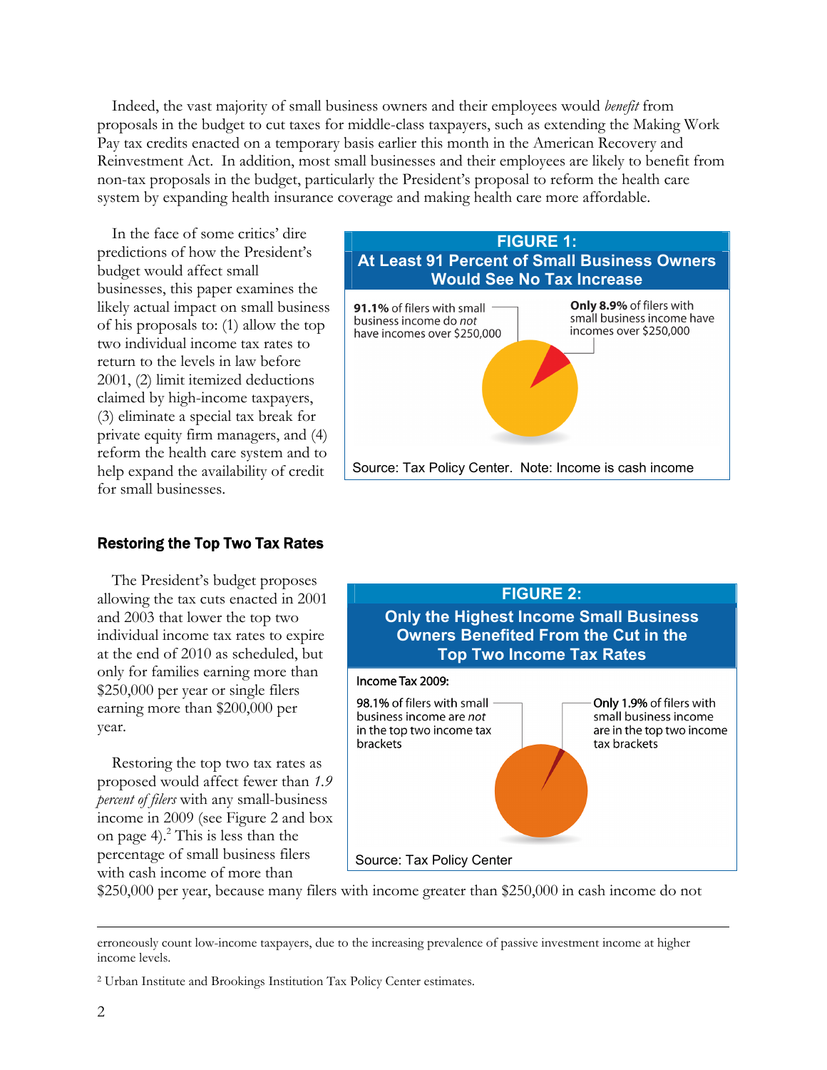Indeed, the vast majority of small business owners and their employees would *benefit* from proposals in the budget to cut taxes for middle-class taxpayers, such as extending the Making Work Pay tax credits enacted on a temporary basis earlier this month in the American Recovery and Reinvestment Act. In addition, most small businesses and their employees are likely to benefit from non-tax proposals in the budget, particularly the President's proposal to reform the health care system by expanding health insurance coverage and making health care more affordable.

In the face of some critics' dire predictions of how the President's budget would affect small businesses, this paper examines the likely actual impact on small business of his proposals to: (1) allow the top two individual income tax rates to return to the levels in law before 2001, (2) limit itemized deductions claimed by high-income taxpayers, (3) eliminate a special tax break for private equity firm managers, and (4) reform the health care system and to help expand the availability of credit for small businesses.

**FIGURE 1: At Least 91 Percent of Small Business Owners Would See No Tax Increase**

**91.1%** of filers with small business income do *not* have incomes over $250,000

**Only 8.9%** of filers with small business income have incomes over $250,000

Source: Tax Policy Center. Note: Income is cash income

## Restoring the Top Two Tax Rates

The President's budget proposes allowing the tax cuts enacted in 2001 and 2003 that lower the top two individual income tax rates to expire at the end of 2010 as scheduled, but only for families earning more than $250,000 per year or single filers earning more than $200,000 per year.

Restoring the top two tax rates as proposed would affect fewer than *1.9 percent of filers* with any small-business income in 2009 (see Figure 2 and box on page 4).[2] This is less than the percentage of small business filers with cash income of more than $250,000 per year, because many filers with income greater than $250,000 in cash income do not

**FIGURE 2: Only the Highest Income Small Business Owners Benefited From the Cut in the Top Two Income Tax Rates**

Income Tax 2009:

**98.1%** of filers with small business income are *not* in the top two income tax brackets

**Only 1.9%** of filers with small business income are in the top two income tax brackets

Source: Tax Policy Center

---

erroneously count low-income taxpayers, due to the increasing prevalence of passive investment income at higher income levels.

[2] Urban Institute and Brookings Institution Tax Policy Center estimates.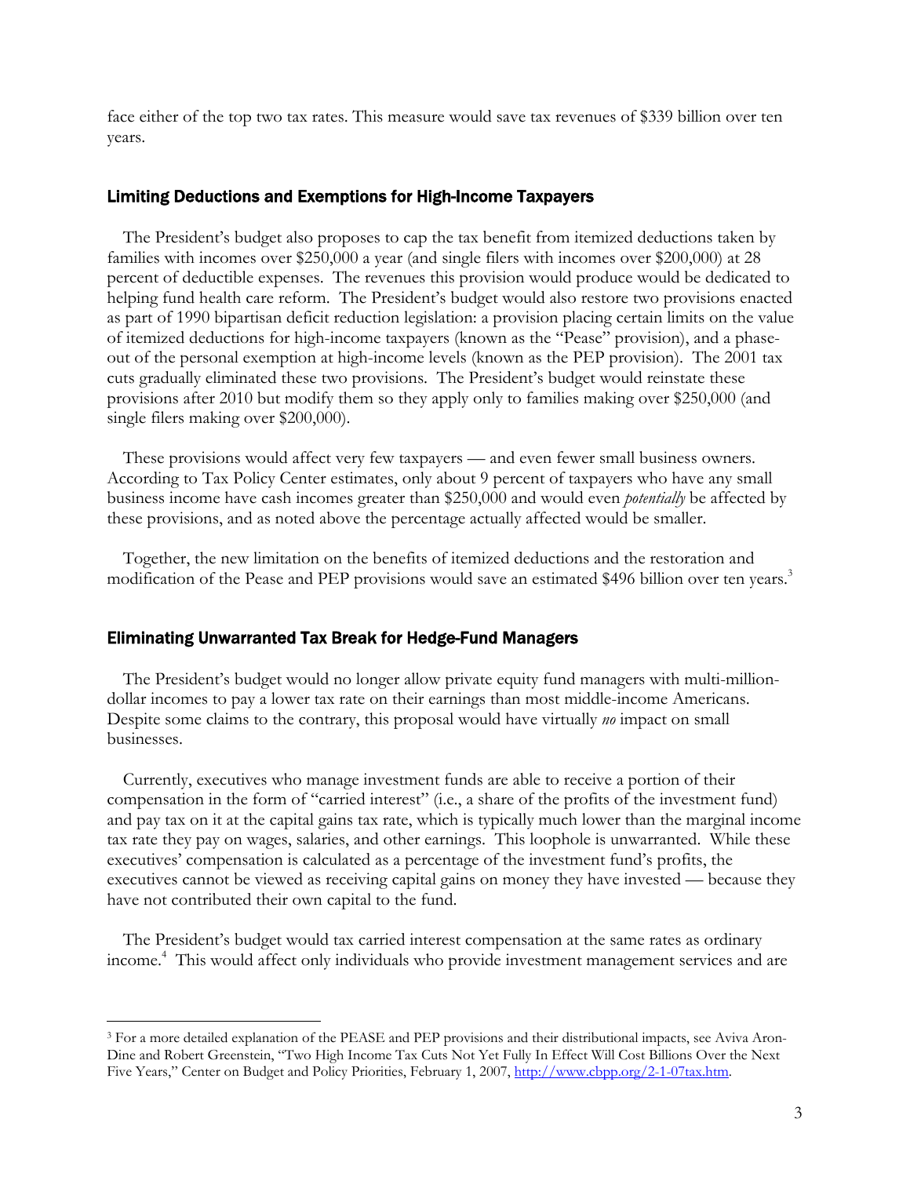face either of the top two tax rates. This measure would save tax revenues of $339 billion over ten years.

### Limiting Deductions and Exemptions for High-Income Taxpayers

The President's budget also proposes to cap the tax benefit from itemized deductions taken by families with incomes over $250,000 a year (and single filers with incomes over $200,000) at 28 percent of deductible expenses. The revenues this provision would produce would be dedicated to helping fund health care reform. The President's budget would also restore two provisions enacted as part of 1990 bipartisan deficit reduction legislation: a provision placing certain limits on the value of itemized deductions for high-income taxpayers (known as the "Pease" provision), and a phase-out of the personal exemption at high-income levels (known as the PEP provision). The 2001 tax cuts gradually eliminated these two provisions. The President's budget would reinstate these provisions after 2010 but modify them so they apply only to families making over $250,000 (and single filers making over $200,000).

These provisions would affect very few taxpayers — and even fewer small business owners. According to Tax Policy Center estimates, only about 9 percent of taxpayers who have any small business income have cash incomes greater than $250,000 and would even *potentially* be affected by these provisions, and as noted above the percentage actually affected would be smaller.

Together, the new limitation on the benefits of itemized deductions and the restoration and modification of the Pease and PEP provisions would save an estimated $496 billion over ten years.[3]

### Eliminating Unwarranted Tax Break for Hedge-Fund Managers

The President's budget would no longer allow private equity fund managers with multi-million-dollar incomes to pay a lower tax rate on their earnings than most middle-income Americans. Despite some claims to the contrary, this proposal would have virtually *no* impact on small businesses.

Currently, executives who manage investment funds are able to receive a portion of their compensation in the form of "carried interest" (i.e., a share of the profits of the investment fund) and pay tax on it at the capital gains tax rate, which is typically much lower than the marginal income tax rate they pay on wages, salaries, and other earnings. This loophole is unwarranted. While these executives' compensation is calculated as a percentage of the investment fund's profits, the executives cannot be viewed as receiving capital gains on money they have invested — because they have not contributed their own capital to the fund.

The President's budget would tax carried interest compensation at the same rates as ordinary income.[4] This would affect only individuals who provide investment management services and are

---

[3] For a more detailed explanation of the PEASE and PEP provisions and their distributional impacts, see Aviva Aron-Dine and Robert Greenstein, "Two High Income Tax Cuts Not Yet Fully In Effect Will Cost Billions Over the Next Five Years," Center on Budget and Policy Priorities, February 1, 2007, http://www.cbpp.org/2-1-07tax.htm.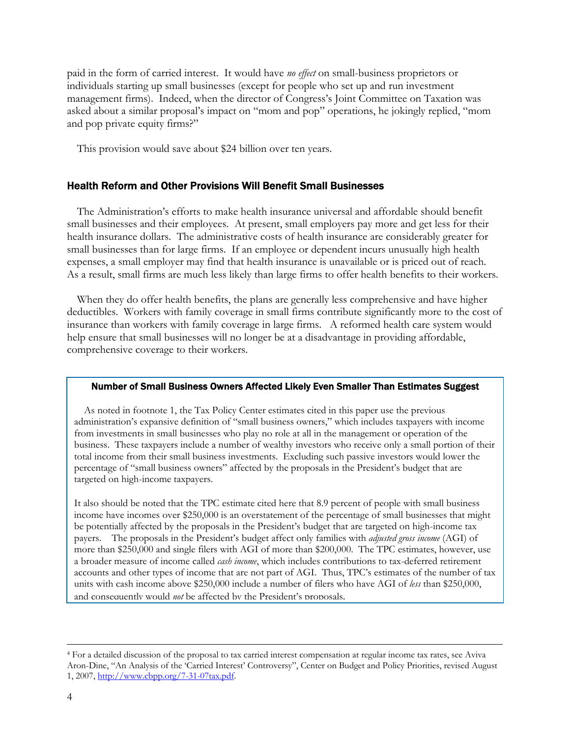paid in the form of carried interest. It would have *no effect* on small-business proprietors or individuals starting up small businesses (except for people who set up and run investment management firms). Indeed, when the director of Congress's Joint Committee on Taxation was asked about a similar proposal's impact on "mom and pop" operations, he jokingly replied, "mom and pop private equity firms?"

This provision would save about $24 billion over ten years.

### Health Reform and Other Provisions Will Benefit Small Businesses

The Administration's efforts to make health insurance universal and affordable should benefit small businesses and their employees. At present, small employers pay more and get less for their health insurance dollars. The administrative costs of health insurance are considerably greater for small businesses than for large firms. If an employee or dependent incurs unusually high health expenses, a small employer may find that health insurance is unavailable or is priced out of reach. As a result, small firms are much less likely than large firms to offer health benefits to their workers.

When they do offer health benefits, the plans are generally less comprehensive and have higher deductibles. Workers with family coverage in small firms contribute significantly more to the cost of insurance than workers with family coverage in large firms. A reformed health care system would help ensure that small businesses will no longer be at a disadvantage in providing affordable, comprehensive coverage to their workers.

#### Number of Small Business Owners Affected Likely Even Smaller Than Estimates Suggest

As noted in footnote 1, the Tax Policy Center estimates cited in this paper use the previous administration's expansive definition of "small business owners," which includes taxpayers with income from investments in small businesses who play no role at all in the management or operation of the business. These taxpayers include a number of wealthy investors who receive only a small portion of their total income from their small business investments. Excluding such passive investors would lower the percentage of "small business owners" affected by the proposals in the President's budget that are targeted on high-income taxpayers.

It also should be noted that the TPC estimate cited here that 8.9 percent of people with small business income have incomes over $250,000 is an overstatement of the percentage of small businesses that might be potentially affected by the proposals in the President's budget that are targeted on high-income tax payers. The proposals in the President's budget affect only families with *adjusted gross income* (AGI) of more than $250,000 and single filers with AGI of more than $200,000. The TPC estimates, however, use a broader measure of income called *cash income*, which includes contributions to tax-deferred retirement accounts and other types of income that are not part of AGI. Thus, TPC's estimates of the number of tax units with cash income above $250,000 include a number of filers who have AGI of *less* than $250,000, and consequently would *not* be affected by the President's proposals.

---

[4] For a detailed discussion of the proposal to tax carried interest compensation at regular income tax rates, see Aviva Aron-Dine, "An Analysis of the 'Carried Interest' Controversy", Center on Budget and Policy Priorities, revised August 1, 2007, http://www.cbpp.org/7-31-07tax.pdf.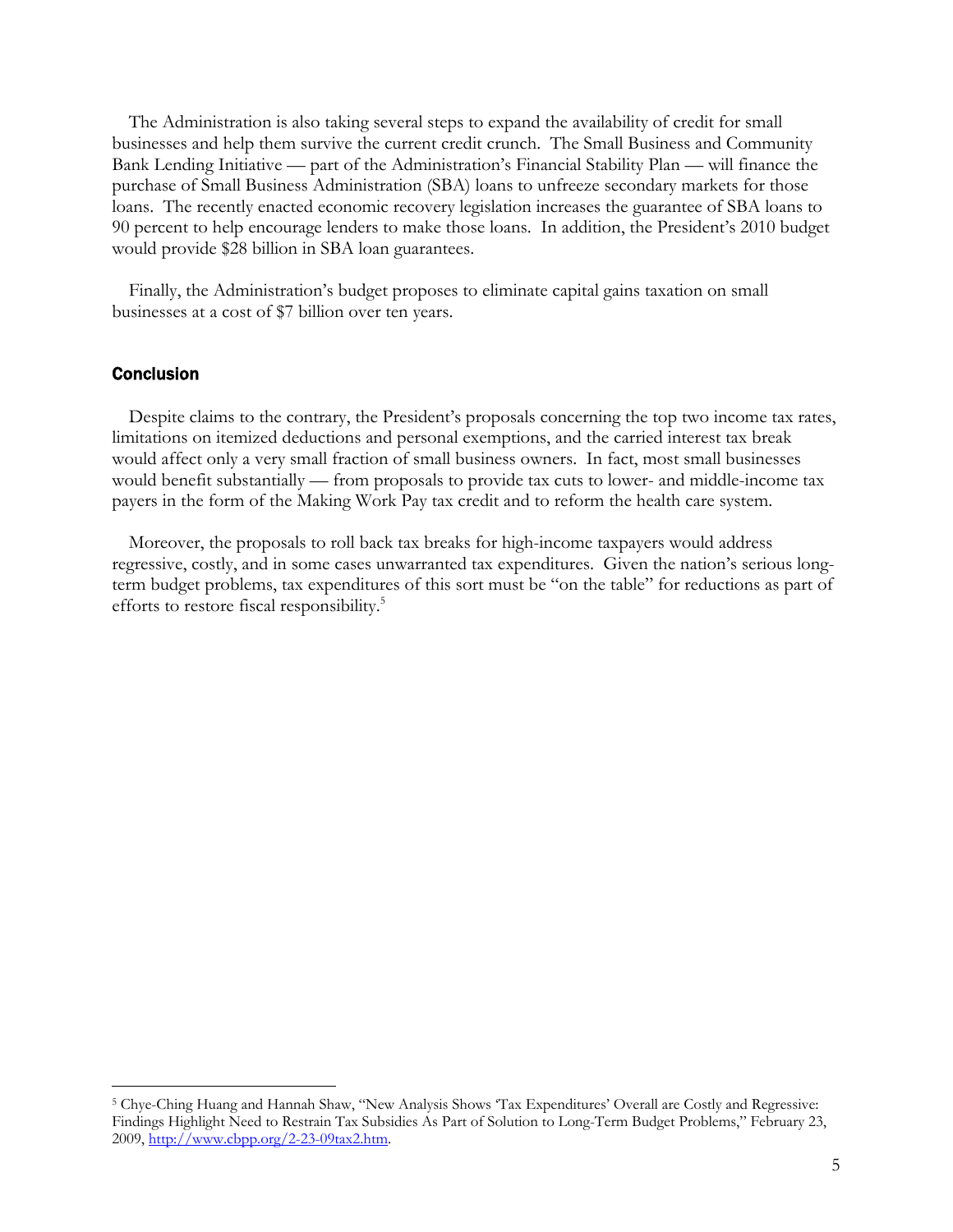The Administration is also taking several steps to expand the availability of credit for small businesses and help them survive the current credit crunch. The Small Business and Community Bank Lending Initiative — part of the Administration's Financial Stability Plan — will finance the purchase of Small Business Administration (SBA) loans to unfreeze secondary markets for those loans. The recently enacted economic recovery legislation increases the guarantee of SBA loans to 90 percent to help encourage lenders to make those loans. In addition, the President's 2010 budget would provide $28 billion in SBA loan guarantees.

Finally, the Administration's budget proposes to eliminate capital gains taxation on small businesses at a cost of $7 billion over ten years.

## Conclusion

Despite claims to the contrary, the President's proposals concerning the top two income tax rates, limitations on itemized deductions and personal exemptions, and the carried interest tax break would affect only a very small fraction of small business owners. In fact, most small businesses would benefit substantially — from proposals to provide tax cuts to lower- and middle-income tax payers in the form of the Making Work Pay tax credit and to reform the health care system.

Moreover, the proposals to roll back tax breaks for high-income taxpayers would address regressive, costly, and in some cases unwarranted tax expenditures. Given the nation's serious long-term budget problems, tax expenditures of this sort must be "on the table" for reductions as part of efforts to restore fiscal responsibility.[5]

---

[5] Chye-Ching Huang and Hannah Shaw, "New Analysis Shows 'Tax Expenditures' Overall are Costly and Regressive: Findings Highlight Need to Restrain Tax Subsidies As Part of Solution to Long-Term Budget Problems," February 23, 2009, http://www.cbpp.org/2-23-09tax2.htm.